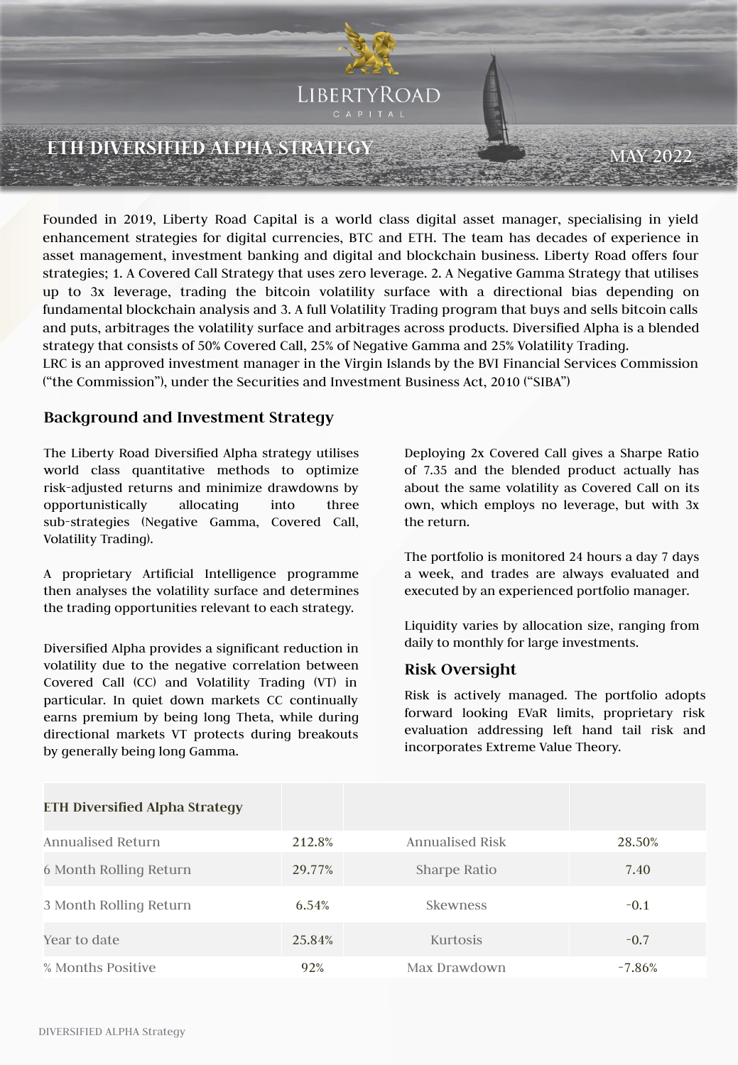# LIBERTYROAD CAPITAL

## ETH DIVERSIFIED ALPHA STRATEGY

MAY 2022

Founded in 2019, Liberty Road Capital is a world class digital asset manager, specialising in yield enhancement strategies for digital currencies, BTC and ETH. The team has decades of experience in asset management, investment banking and digital and blockchain business. Liberty Road offers four strategies; 1. A Covered Call Strategy that uses zero leverage. 2. A Negative Gamma Strategy that utilises up to 3x leverage, trading the bitcoin volatility surface with a directional bias depending on fundamental blockchain analysis and 3. A full Volatility Trading program that buys and sells bitcoin calls and puts, arbitrages the volatility surface and arbitrages across products. Diversified Alpha is a blended strategy that consists of 50% Covered Call, 25% of Negative Gamma and 25% Volatility Trading.
LRC is an approved investment manager in the Virgin Islands by the BVI Financial Services Commission ("the Commission"), under the Securities and Investment Business Act, 2010 ("SIBA")

## Background and Investment Strategy

The Liberty Road Diversified Alpha strategy utilises world class quantitative methods to optimize risk-adjusted returns and minimize drawdowns by opportunistically allocating into three sub-strategies (Negative Gamma, Covered Call, Volatility Trading).

A proprietary Artificial Intelligence programme then analyses the volatility surface and determines the trading opportunities relevant to each strategy.

Diversified Alpha provides a significant reduction in volatility due to the negative correlation between Covered Call (CC) and Volatility Trading (VT) in particular. In quiet down markets CC continually earns premium by being long Theta, while during directional markets VT protects during breakouts by generally being long Gamma.

Deploying 2x Covered Call gives a Sharpe Ratio of 7.35 and the blended product actually has about the same volatility as Covered Call on its own, which employs no leverage, but with 3x the return.

The portfolio is monitored 24 hours a day 7 days a week, and trades are always evaluated and executed by an experienced portfolio manager.

Liquidity varies by allocation size, ranging from daily to monthly for large investments.

## Risk Oversight

Risk is actively managed. The portfolio adopts forward looking EVaR limits, proprietary risk evaluation addressing left hand tail risk and incorporates Extreme Value Theory.

| ETH Diversified Alpha Strategy | | | |
|---|---|---|---|
| Annualised Return | 212.8% | Annualised Risk | 28.50% |
| 6 Month Rolling Return | 29.77% | Sharpe Ratio | 7.40 |
| 3 Month Rolling Return | 6.54% | Skewness | -0.1 |
| Year to date | 25.84% | Kurtosis | -0.7 |
| % Months Positive | 92% | Max Drawdown | -7.86% |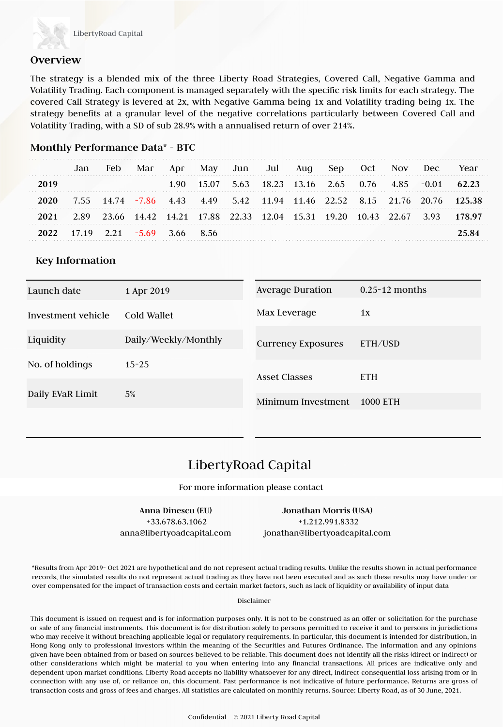LibertyRoad Capital

## Overview

The strategy is a blended mix of the three Liberty Road Strategies, Covered Call, Negative Gamma and Volatility Trading. Each component is managed separately with the specific risk limits for each strategy. The covered Call Strategy is levered at 2x, with Negative Gamma being 1x and Volatility trading being 1x. The strategy benefits at a granular level of the negative correlations particularly between Covered Call and Volatility Trading, with a SD of sub 28.9% with a annualised return of over 214%.

## Monthly Performance Data* - BTC

| | Jan | Feb | Mar | Apr | May | Jun | Jul | Aug | Sep | Oct | Nov | Dec | Year |
|---|---|---|---|---|---|---|---|---|---|---|---|---|---|
| **2019** | | | | 1.90 | 15.07 | 5.63 | 18.23 | 13.16 | 2.65 | 0.76 | 4.85 | -0.01 | **62.23** |
| **2020** | 7.55 | 14.74 | -7.86 | 4.43 | 4.49 | 5.42 | 11.94 | 11.46 | 22.52 | 8.15 | 21.76 | 20.76 | **125.38** |
| **2021** | 2.89 | 23.66 | 14.42 | 14.21 | 17.88 | 22.33 | 12.04 | 15.31 | 19.20 | 10.43 | 22.67 | 3.93 | **178.97** |
| **2022** | 17.19 | 2.21 | -5.69 | 3.66 | 8.56 | | | | | | | | **25.84** |

## Key Information

| | |
|---|---|
| Launch date | 1 Apr 2019 |
| Investment vehicle | Cold Wallet |
| Liquidity | Daily/Weekly/Monthly |
| No. of holdings | 15-25 |
| Daily EVaR Limit | 5% |

| | |
|---|---|
| Average Duration | 0.25-12 months |
| Max Leverage | 1x |
| Currency Exposures | ETH/USD |
| Asset Classes | ETH |
| Minimum Investment | 1000 ETH |

## LibertyRoad Capital

For more information please contact

**Anna Dinescu (EU)**
+33.678.63.1062
anna@libertyoadcapital.com

**Jonathan Morris (USA)**
+1.212.991.8332
jonathan@libertyoadcapital.com

*Results from Apr 2019- Oct 2021 are hypothetical and do not represent actual trading results. Unlike the results shown in actual performance records, the simulated results do not represent actual trading as they have not been executed and as such these results may have under or over compensated for the impact of transaction costs and certain market factors, such as lack of liquidity or availability of input data

Disclaimer

This document is issued on request and is for information purposes only. It is not to be construed as an offer or solicitation for the purchase or sale of any financial instruments. This document is for distribution solely to persons permitted to receive it and to persons in jurisdictions who may receive it without breaching applicable legal or regulatory requirements. In particular, this document is intended for distribution, in Hong Kong only to professional investors within the meaning of the Securities and Futures Ordinance. The information and any opinions given have been obtained from or based on sources believed to be reliable. This document does not identify all the risks (direct or indirect) or other considerations which might be material to you when entering into any financial transactions. All prices are indicative only and dependent upon market conditions. Liberty Road accepts no liability whatsoever for any direct, indirect consequential loss arising from or in connection with any use of, or reliance on, this document. Past performance is not indicative of future performance. Returns are gross of transaction costs and gross of fees and charges. All statistics are calculated on monthly returns. Source: Liberty Road, as of 30 June, 2021.

Confidential © 2021 Liberty Road Capital